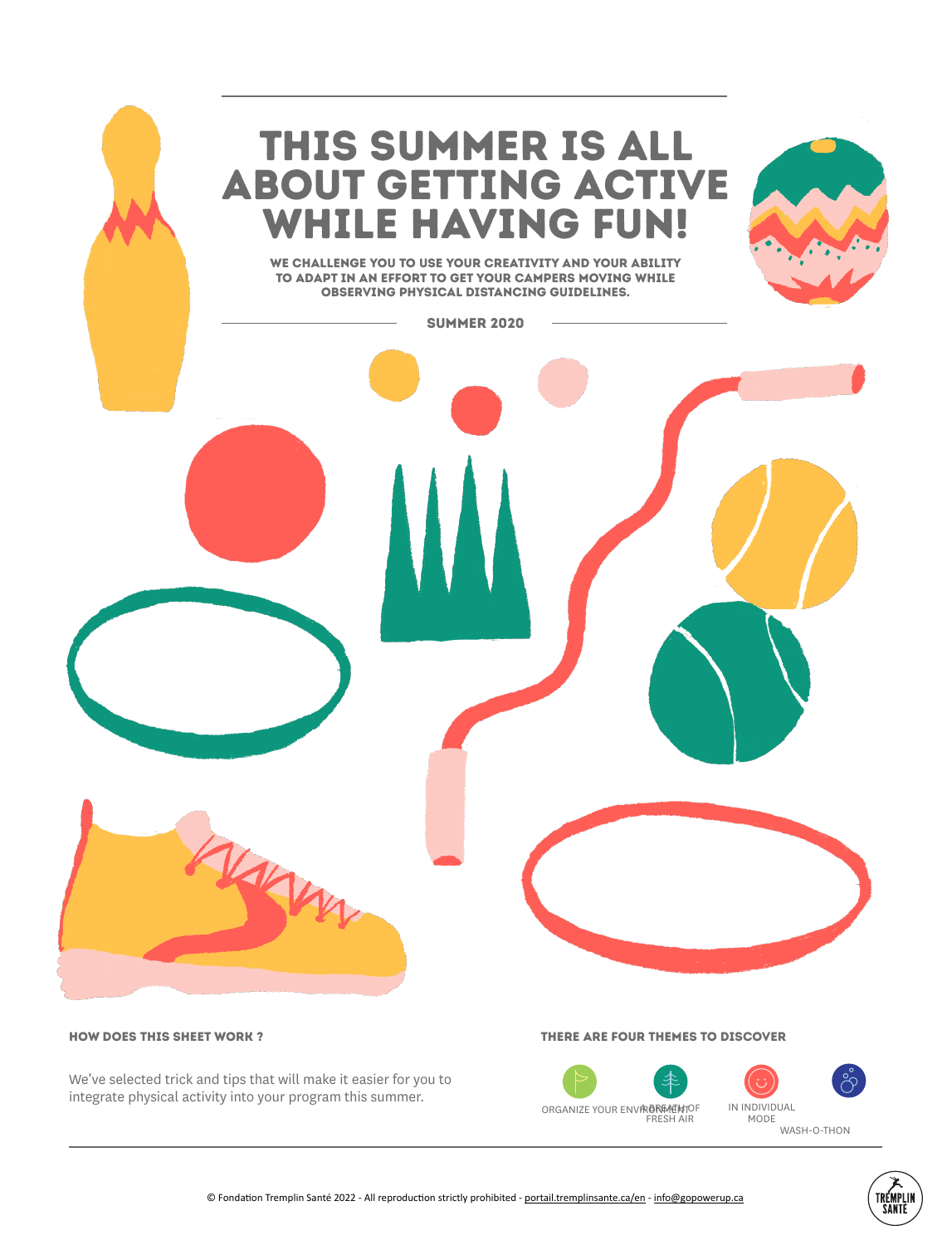# THIS SUMMER IS ALL ABOUT GETTING ACTIVE WHILE HAVING FUN!

**WE CHALLENGE YOU TO USE YOUR CREATIVITY AND YOUR ABILITY TO ADAPT IN AN EFFORT TO GET YOUR CAMPERS MOVING WHILE OBSERVING PHYSICAL DISTANCING GUIDELINES.**

**SUMMER 2020**

### HOW DOES THIS SHEET WORK ?

We've selected trick and tips that will make it easier for you to integrate physical activity into your program this summer.

### THERE ARE FOUR THEMES TO DISCOVER

- ORGANIZE YOUR ENVIRONMENT
- A BREATH OF FRESH AIR
- IN INDIVIDUAL MODE
- WASH-O-THON

© Fondation Tremplin Santé 2022 - All reproduction strictly prohibited - portail.tremplinsante.ca/en - info@gopowerup.ca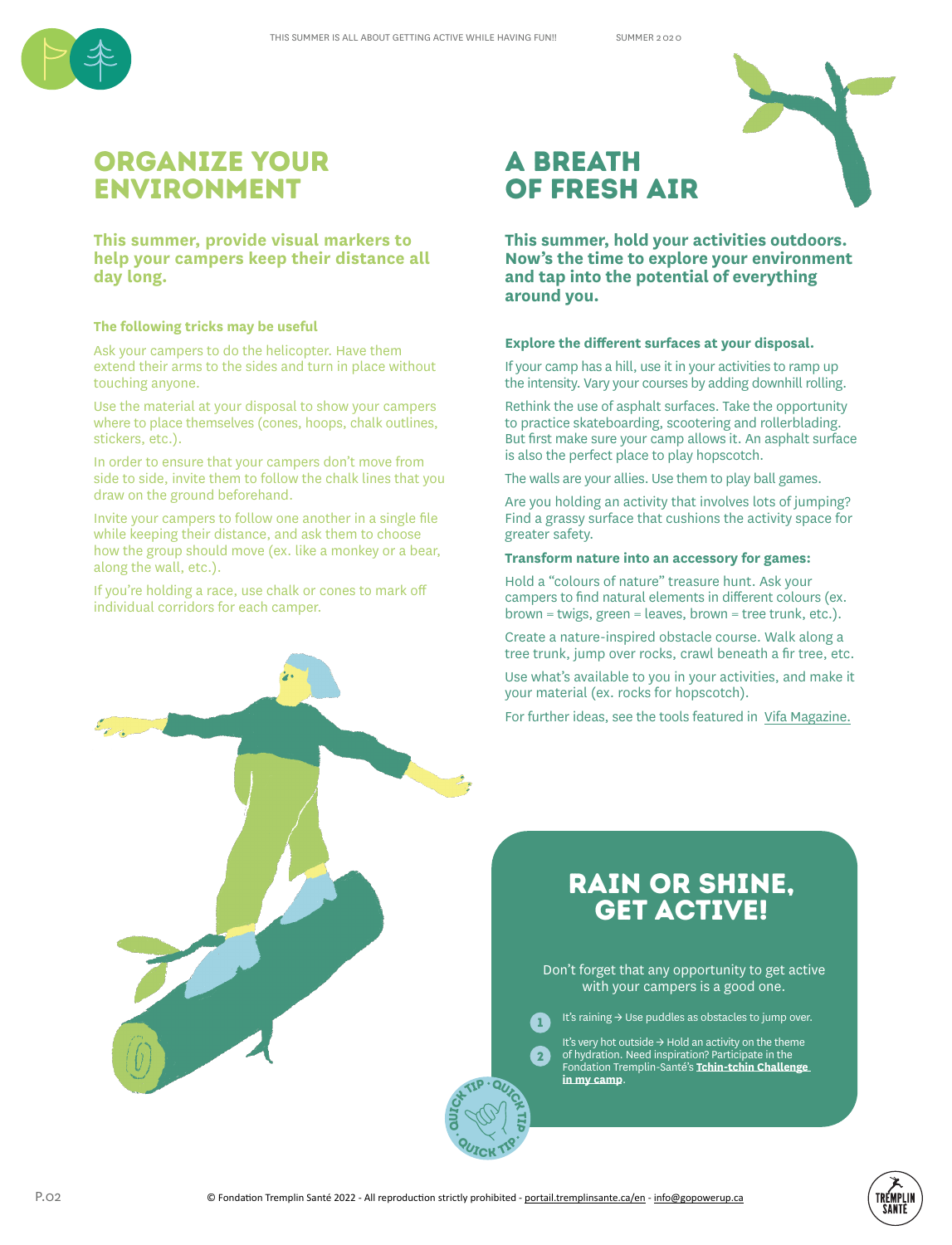# ORGANIZE YOUR ENVIRONMENT

**This summer, provide visual markers to help your campers keep their distance all day long.**

**The following tricks may be useful**

Ask your campers to do the helicopter. Have them extend their arms to the sides and turn in place without touching anyone.

Use the material at your disposal to show your campers where to place themselves (cones, hoops, chalk outlines, stickers, etc.).

In order to ensure that your campers don't move from side to side, invite them to follow the chalk lines that you draw on the ground beforehand.

Invite your campers to follow one another in a single file while keeping their distance, and ask them to choose how the group should move (ex. like a monkey or a bear, along the wall, etc.).

If you're holding a race, use chalk or cones to mark off individual corridors for each camper.

# A BREATH OF FRESH AIR

**This summer, hold your activities outdoors. Now's the time to explore your environment and tap into the potential of everything around you.**

**Explore the different surfaces at your disposal.**

If your camp has a hill, use it in your activities to ramp up the intensity. Vary your courses by adding downhill rolling.

Rethink the use of asphalt surfaces. Take the opportunity to practice skateboarding, scootering and rollerblading. But first make sure your camp allows it. An asphalt surface is also the perfect place to play hopscotch.

The walls are your allies. Use them to play ball games.

Are you holding an activity that involves lots of jumping? Find a grassy surface that cushions the activity space for greater safety.

**Transform nature into an accessory for games:**

Hold a "colours of nature" treasure hunt. Ask your campers to find natural elements in different colours (ex. brown = twigs, green = leaves, brown = tree trunk, etc.).

Create a nature-inspired obstacle course. Walk along a tree trunk, jump over rocks, crawl beneath a fir tree, etc.

Use what's available to you in your activities, and make it your material (ex. rocks for hopscotch).

For further ideas, see the tools featured in Vifa Magazine.

## RAIN OR SHINE, GET ACTIVE!

Don't forget that any opportunity to get active with your campers is a good one.

1. It's raining → Use puddles as obstacles to jump over.
2. It's very hot outside → Hold an activity on the theme of hydration. Need inspiration? Participate in the Fondation Tremplin-Santé's **Tchin-tchin Challenge in my camp**.

QUICK TIP · QUICK TIP · QUICK TIP ·

© Fondation Tremplin Santé 2022 - All reproduction strictly prohibited - portail.tremplinsante.ca/en - info@gopowerup.ca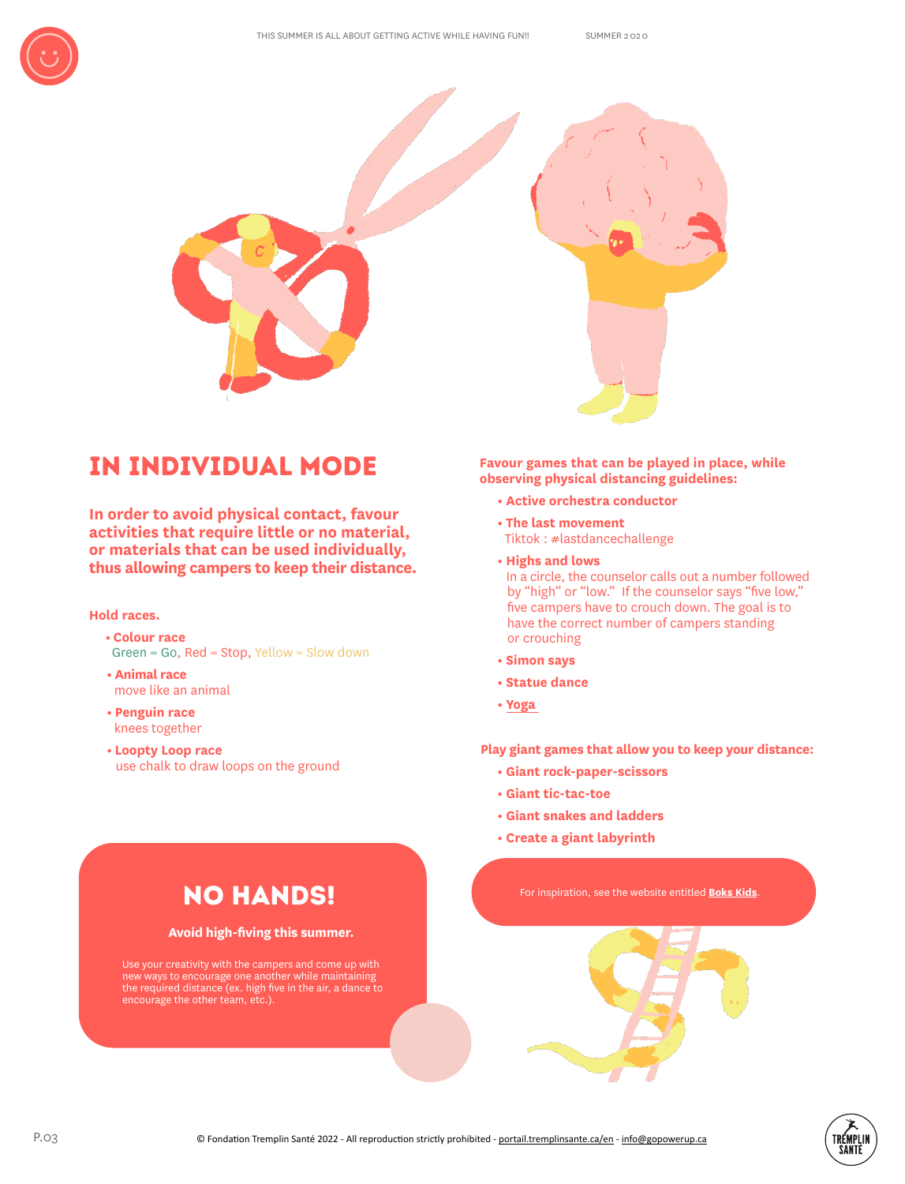# IN INDIVIDUAL MODE

**In order to avoid physical contact, favour activities that require little or no material, or materials that can be used individually, thus allowing campers to keep their distance.**

**Hold races.**

- **Colour race**
  Green = Go, Red = Stop, Yellow = Slow down
- **Animal race**
  move like an animal
- **Penguin race**
  knees together
- **Loopty Loop race**
  use chalk to draw loops on the ground

## NO HANDS!

**Avoid high-fiving this summer.**

Use your creativity with the campers and come up with new ways to encourage one another while maintaining the required distance (ex. high five in the air, a dance to encourage the other team, etc.).

**Favour games that can be played in place, while observing physical distancing guidelines:**

- **Active orchestra conductor**
- **The last movement**
  Tiktok : #lastdancechallenge
- **Highs and lows**
  In a circle, the counselor calls out a number followed by "high" or "low." If the counselor says "five low," five campers have to crouch down. The goal is to have the correct number of campers standing or crouching
- **Simon says**
- **Statue dance**
- **Yoga**

**Play giant games that allow you to keep your distance:**

- **Giant rock-paper-scissors**
- **Giant tic-tac-toe**
- **Giant snakes and ladders**
- **Create a giant labyrinth**

For inspiration, see the website entitled **Boks Kids**.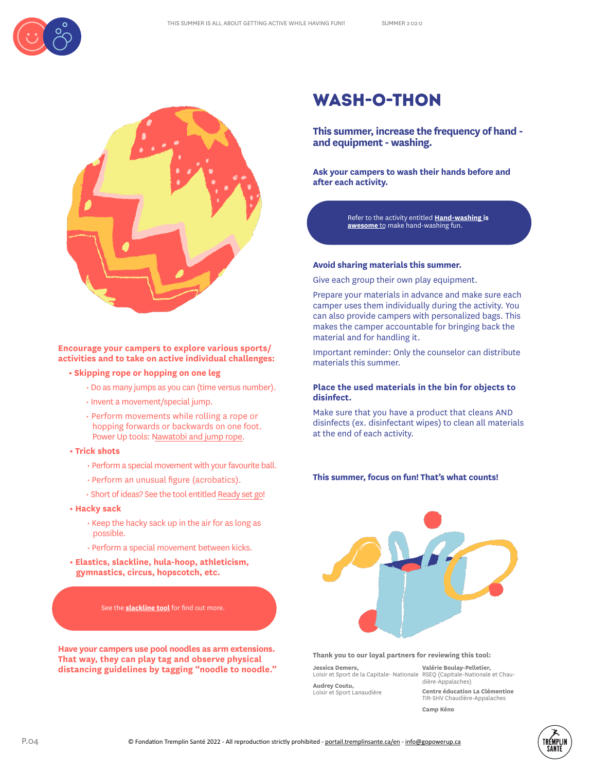Encourage your campers to explore various sports/ activities and to take on active individual challenges:

- **Skipping rope or hopping on one leg**
  - Do as many jumps as you can (time versus number).
  - Invent a movement/special jump.
  - Perform movements while rolling a rope or hopping forwards or backwards on one foot. Power Up tools: Nawatobi and jump rope.
- **Trick shots**
  - Perform a special movement with your favourite ball.
  - Perform an unusual figure (acrobatics).
  - Short of ideas? See the tool entitled Ready set go!
- **Hacky sack**
  - Keep the hacky sack up in the air for as long as possible.
  - Perform a special movement between kicks.
- **Elastics, slackline, hula-hoop, athleticism, gymnastics, circus, hopscotch, etc.**

See the **slackline tool** for find out more.

**Have your campers use pool noodles as arm extensions. That way, they can play tag and observe physical distancing guidelines by tagging "noodle to noodle."**

# WASH-O-THON

**This summer, increase the frequency of hand - and equipment - washing.**

**Ask your campers to wash their hands before and after each activity.**

Refer to the activity entitled **Hand-washing is awesome** to make hand-washing fun.

**Avoid sharing materials this summer.**

Give each group their own play equipment.

Prepare your materials in advance and make sure each camper uses them individually during the activity. You can also provide campers with personalized bags. This makes the camper accountable for bringing back the material and for handling it.

Important reminder: Only the counselor can distribute materials this summer.

**Place the used materials in the bin for objects to disinfect.**

Make sure that you have a product that cleans AND disinfects (ex. disinfectant wipes) to clean all materials at the end of each activity.

**This summer, focus on fun! That's what counts!**

**Thank you to our loyal partners for reviewing this tool:**

**Jessica Demers,**
Loisir et Sport de la Capitale- Nationale

**Audrey Coutu,**
Loisir et Sport Lanaudière

**Valérie Boulay-Pelletier,**
RSEQ (Capitale-Nationale et Chaudière-Appalaches)

**Centre éducation La Clémentine**
TIR-SHV Chaudière-Appalaches

**Camp Kéno**

© Fondation Tremplin Santé 2022 - All reproduction strictly prohibited - portail.tremplinsante.ca/en - info@gopowerup.ca